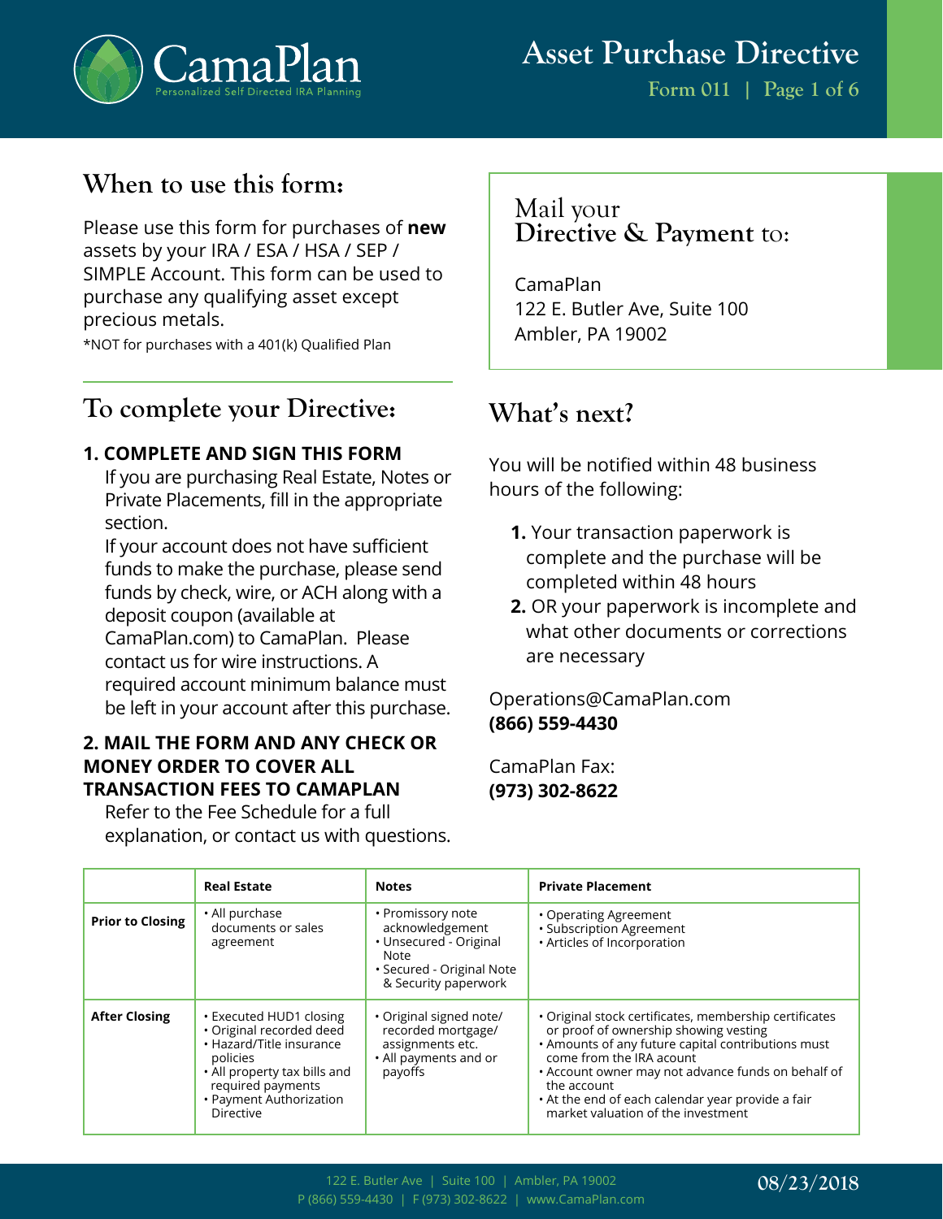# Asset Purchase Directive

Form 011

## When to use this form:

Please use this form for purchases of **new** assets by your IRA / ESA / HSA / SEP / SIMPLE Account. This form can be used to purchase any qualifying asset except precious metals.

*NOT for purchases with a 401(k) Qualified Plan

## Mail your Directive & Payment to:

CamaPlan
122 E. Butler Ave, Suite 100
Ambler, PA 19002

## To complete your Directive:

**1. COMPLETE AND SIGN THIS FORM**

If you are purchasing Real Estate, Notes or Private Placements, fill in the appropriate section.

If your account does not have sufficient funds to make the purchase, please send funds by check, wire, or ACH along with a deposit coupon (available at CamaPlan.com) to CamaPlan. Please contact us for wire instructions. A required account minimum balance must be left in your account after this purchase.

**2. MAIL THE FORM AND ANY CHECK OR MONEY ORDER TO COVER ALL TRANSACTION FEES TO CAMAPLAN**

Refer to the Fee Schedule for a full explanation, or contact us with questions.

## What's next?

You will be notified within 48 business hours of the following:

1. Your transaction paperwork is complete and the purchase will be completed within 48 hours
2. OR your paperwork is incomplete and what other documents or corrections are necessary

Operations@CamaPlan.com
**(866) 559-4430**

CamaPlan Fax:
**(973) 302-8622**

| | Real Estate | Notes | Private Placement |
|---|---|---|---|
| **Prior to Closing** | • All purchase documents or sales agreement | • Promissory note acknowledgement<br>• Unsecured - Original Note<br>• Secured - Original Note & Security paperwork | • Operating Agreement<br>• Subscription Agreement<br>• Articles of Incorporation |
| **After Closing** | • Executed HUD1 closing<br>• Original recorded deed<br>• Hazard/Title insurance policies<br>• All property tax bills and required payments<br>• Payment Authorization Directive | • Original signed note/ recorded mortgage/ assignments etc.<br>• All payments and or payoffs | • Original stock certificates, membership certificates or proof of ownership showing vesting<br>• Amounts of any future capital contributions must come from the IRA acount<br>• Account owner may not advance funds on behalf of the account<br>• At the end of each calendar year provide a fair market valuation of the investment |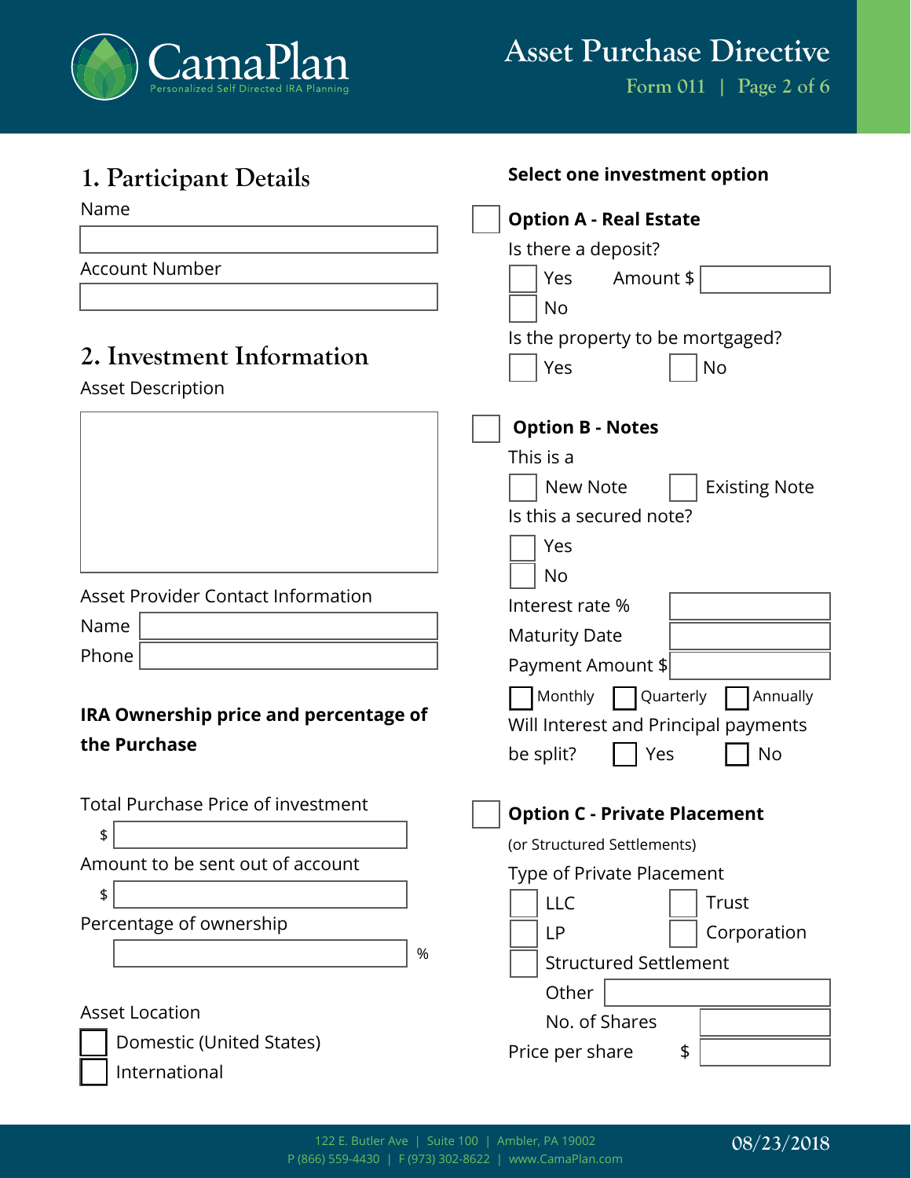# Asset Purchase Directive

Form 011

## 1. Participant Details

Name

Account Number

## 2. Investment Information

Asset Description

Asset Provider Contact Information

Name

Phone

**IRA Ownership price and percentage of the Purchase**

Total Purchase Price of investment

$

Amount to be sent out of account

$

Percentage of ownership

%

Asset Location

☐ Domestic (United States)

☐ International

**Select one investment option**

☐ **Option A - Real Estate**

Is there a deposit?

☐ Yes Amount $

☐ No

Is the property to be mortgaged?

☐ Yes ☐ No

☐ **Option B - Notes**

This is a

☐ New Note ☐ Existing Note

Is this a secured note?

☐ Yes

☐ No

Interest rate %

Maturity Date

Payment Amount $

☐ Monthly ☐ Quarterly ☐ Annually

Will Interest and Principal payments be split? ☐ Yes ☐ No

☐ **Option C - Private Placement**

(or Structured Settlements)

Type of Private Placement

☐ LLC ☐ Trust

☐ LP ☐ Corporation

☐ Structured Settlement

Other

No. of Shares

Price per share $

122 E. Butler Ave | Suite 100 | Ambler, PA 19002

P (866) 559-4430 | F (973) 302-8622 | www.CamaPlan.com

08/23/2018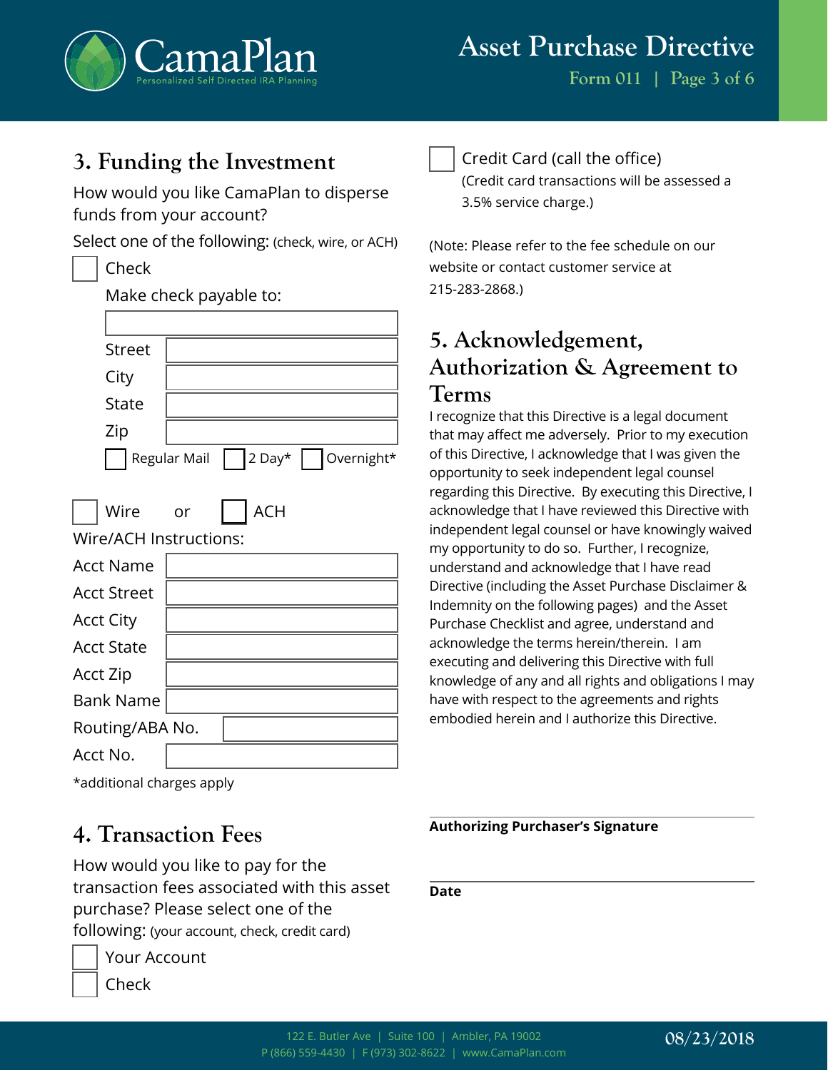## 3. Funding the Investment

How would you like CamaPlan to disperse funds from your account?

Select one of the following: (check, wire, or ACH)

☐ Check

Make check payable to:

| | |
|---|---|
| | |
| Street | |
| City | |
| State | |
| Zip | |

☐ Regular Mail ☐ 2 Day* ☐ Overnight*

☐ Wire or ☐ ACH

Wire/ACH Instructions:

| | |
|---|---|
| Acct Name | |
| Acct Street | |
| Acct City | |
| Acct State | |
| Acct Zip | |
| Bank Name | |
| Routing/ABA No. | |
| Acct No. | |

*additional charges apply

## 4. Transaction Fees

How would you like to pay for the transaction fees associated with this asset purchase? Please select one of the following: (your account, check, credit card)

☐ Your Account

☐ Check

☐ Credit Card (call the office)
(Credit card transactions will be assessed a 3.5% service charge.)

(Note: Please refer to the fee schedule on our website or contact customer service at 215-283-2868.)

## 5. Acknowledgement, Authorization & Agreement to Terms

I recognize that this Directive is a legal document that may affect me adversely. Prior to my execution of this Directive, I acknowledge that I was given the opportunity to seek independent legal counsel regarding this Directive. By executing this Directive, I acknowledge that I have reviewed this Directive with independent legal counsel or have knowingly waived my opportunity to do so. Further, I recognize, understand and acknowledge that I have read Directive (including the Asset Purchase Disclaimer & Indemnity on the following pages) and the Asset Purchase Checklist and agree, understand and acknowledge the terms herein/therein. I am executing and delivering this Directive with full knowledge of any and all rights and obligations I may have with respect to the agreements and rights embodied herein and I authorize this Directive.

______________________________

**Authorizing Purchaser's Signature**

______________________________

**Date**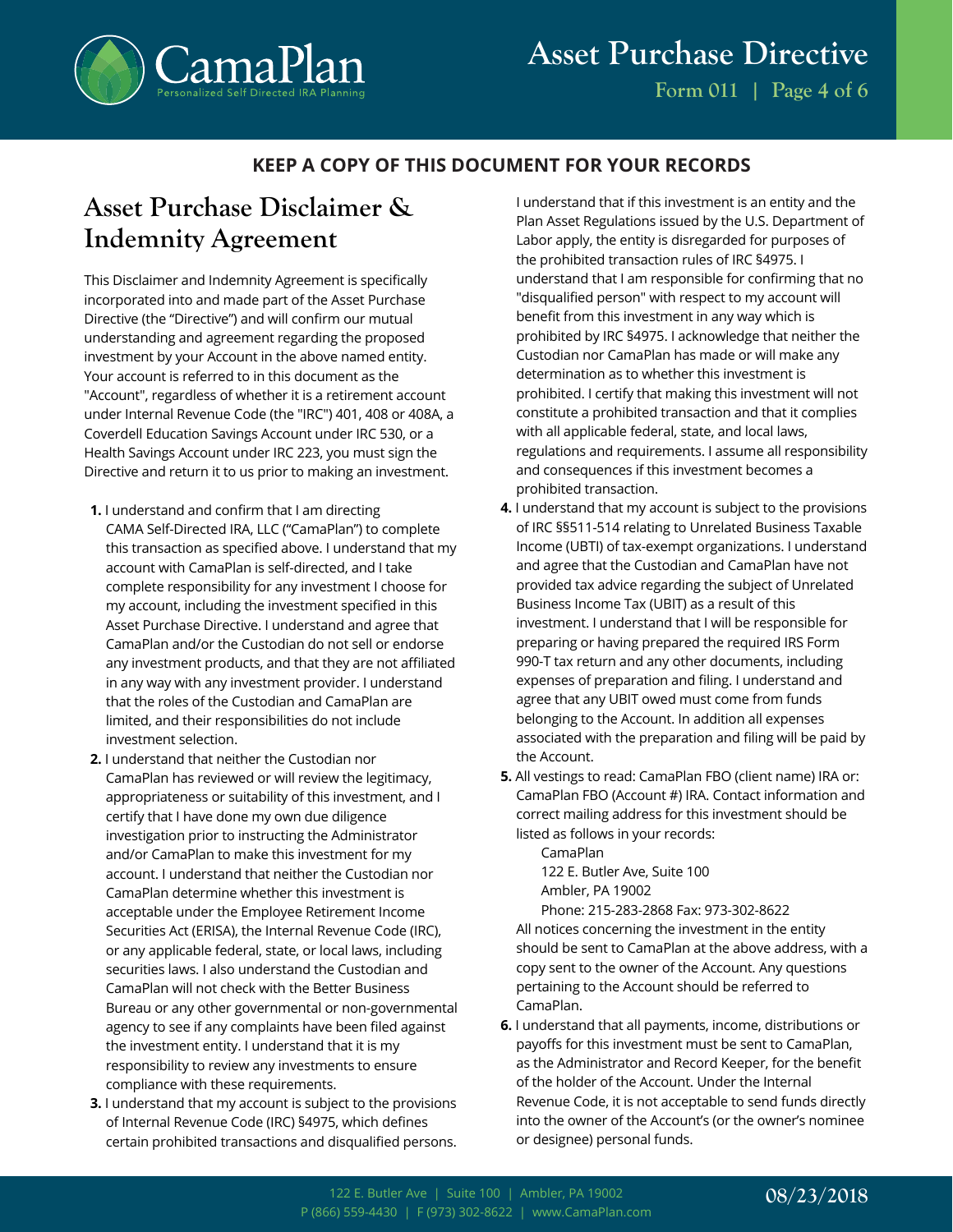**KEEP A COPY OF THIS DOCUMENT FOR YOUR RECORDS**

# Asset Purchase Disclaimer & Indemnity Agreement

This Disclaimer and Indemnity Agreement is specifically incorporated into and made part of the Asset Purchase Directive (the "Directive") and will confirm our mutual understanding and agreement regarding the proposed investment by your Account in the above named entity. Your account is referred to in this document as the "Account", regardless of whether it is a retirement account under Internal Revenue Code (the "IRC") 401, 408 or 408A, a Coverdell Education Savings Account under IRC 530, or a Health Savings Account under IRC 223, you must sign the Directive and return it to us prior to making an investment.

1. I understand and confirm that I am directing CAMA Self-Directed IRA, LLC ("CamaPlan") to complete this transaction as specified above. I understand that my account with CamaPlan is self-directed, and I take complete responsibility for any investment I choose for my account, including the investment specified in this Asset Purchase Directive. I understand and agree that CamaPlan and/or the Custodian do not sell or endorse any investment products, and that they are not affiliated in any way with any investment provider. I understand that the roles of the Custodian and CamaPlan are limited, and their responsibilities do not include investment selection.
2. I understand that neither the Custodian nor CamaPlan has reviewed or will review the legitimacy, appropriateness or suitability of this investment, and I certify that I have done my own due diligence investigation prior to instructing the Administrator and/or CamaPlan to make this investment for my account. I understand that neither the Custodian nor CamaPlan determine whether this investment is acceptable under the Employee Retirement Income Securities Act (ERISA), the Internal Revenue Code (IRC), or any applicable federal, state, or local laws, including securities laws. I also understand the Custodian and CamaPlan will not check with the Better Business Bureau or any other governmental or non-governmental agency to see if any complaints have been filed against the investment entity. I understand that it is my responsibility to review any investments to ensure compliance with these requirements.
3. I understand that my account is subject to the provisions of Internal Revenue Code (IRC) §4975, which defines certain prohibited transactions and disqualified persons. I understand that if this investment is an entity and the Plan Asset Regulations issued by the U.S. Department of Labor apply, the entity is disregarded for purposes of the prohibited transaction rules of IRC §4975. I understand that I am responsible for confirming that no "disqualified person" with respect to my account will benefit from this investment in any way which is prohibited by IRC §4975. I acknowledge that neither the Custodian nor CamaPlan has made or will make any determination as to whether this investment is prohibited. I certify that making this investment will not constitute a prohibited transaction and that it complies with all applicable federal, state, and local laws, regulations and requirements. I assume all responsibility and consequences if this investment becomes a prohibited transaction.
4. I understand that my account is subject to the provisions of IRC §§511-514 relating to Unrelated Business Taxable Income (UBTI) of tax-exempt organizations. I understand and agree that the Custodian and CamaPlan have not provided tax advice regarding the subject of Unrelated Business Income Tax (UBIT) as a result of this investment. I understand that I will be responsible for preparing or having prepared the required IRS Form 990-T tax return and any other documents, including expenses of preparation and filing. I understand and agree that any UBIT owed must come from funds belonging to the Account. In addition all expenses associated with the preparation and filing will be paid by the Account.
5. All vestings to read: CamaPlan FBO (client name) IRA or: CamaPlan FBO (Account #) IRA. Contact information and correct mailing address for this investment should be listed as follows in your records:

   CamaPlan  
   122 E. Butler Ave, Suite 100  
   Ambler, PA 19002  
   Phone: 215-283-2868 Fax: 973-302-8622

   All notices concerning the investment in the entity should be sent to CamaPlan at the above address, with a copy sent to the owner of the Account. Any questions pertaining to the Account should be referred to CamaPlan.
6. I understand that all payments, income, distributions or payoffs for this investment must be sent to CamaPlan, as the Administrator and Record Keeper, for the benefit of the holder of the Account. Under the Internal Revenue Code, it is not acceptable to send funds directly into the owner of the Account's (or the owner's nominee or designee) personal funds.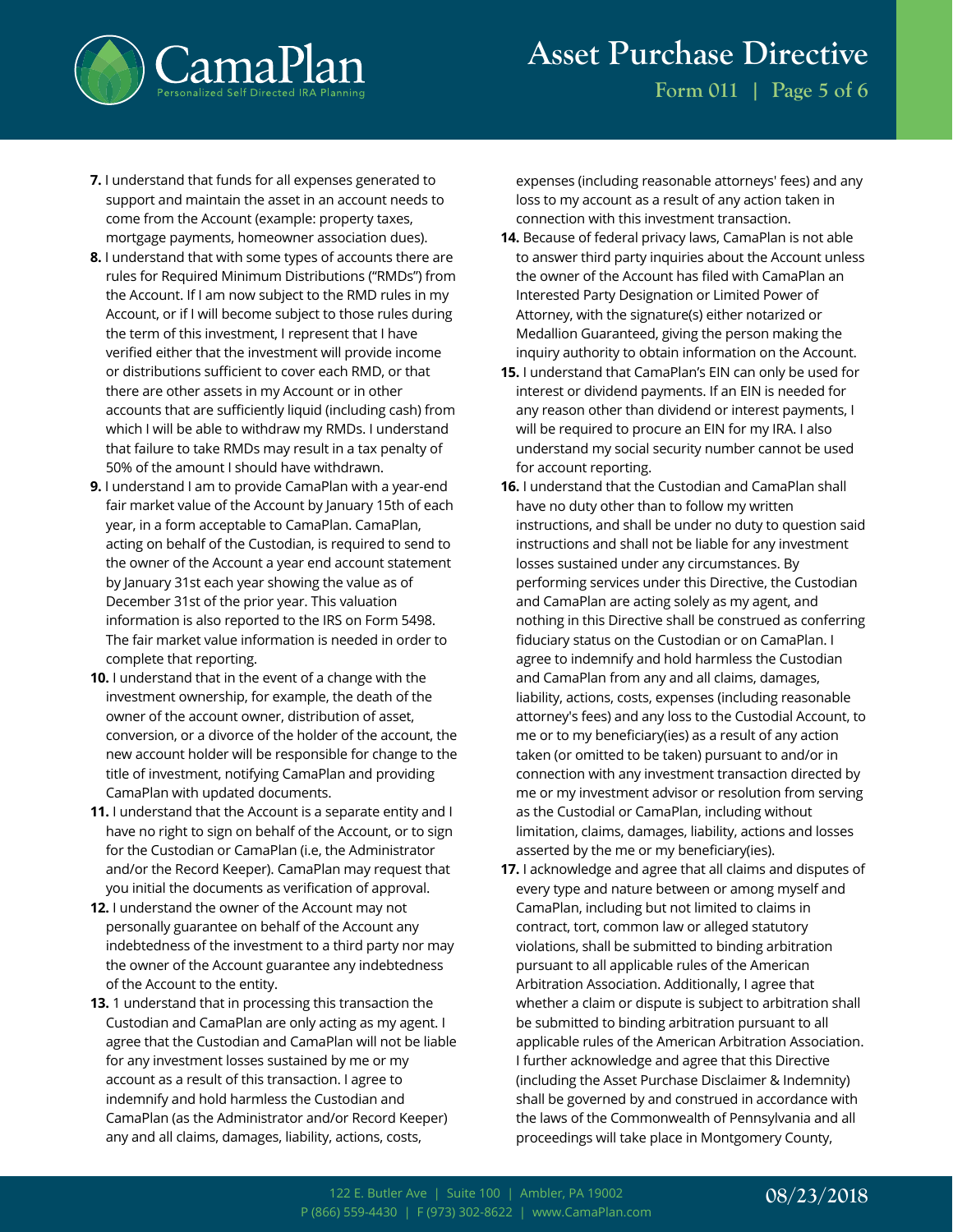7. I understand that funds for all expenses generated to support and maintain the asset in an account needs to come from the Account (example: property taxes, mortgage payments, homeowner association dues).

8. I understand that with some types of accounts there are rules for Required Minimum Distributions ("RMDs") from the Account. If I am now subject to the RMD rules in my Account, or if I will become subject to those rules during the term of this investment, I represent that I have verified either that the investment will provide income or distributions sufficient to cover each RMD, or that there are other assets in my Account or in other accounts that are sufficiently liquid (including cash) from which I will be able to withdraw my RMDs. I understand that failure to take RMDs may result in a tax penalty of 50% of the amount I should have withdrawn.

9. I understand I am to provide CamaPlan with a year-end fair market value of the Account by January 15th of each year, in a form acceptable to CamaPlan. CamaPlan, acting on behalf of the Custodian, is required to send to the owner of the Account a year end account statement by January 31st each year showing the value as of December 31st of the prior year. This valuation information is also reported to the IRS on Form 5498. The fair market value information is needed in order to complete that reporting.

10. I understand that in the event of a change with the investment ownership, for example, the death of the owner of the account owner, distribution of asset, conversion, or a divorce of the holder of the account, the new account holder will be responsible for change to the title of investment, notifying CamaPlan and providing CamaPlan with updated documents.

11. I understand that the Account is a separate entity and I have no right to sign on behalf of the Account, or to sign for the Custodian or CamaPlan (i.e, the Administrator and/or the Record Keeper). CamaPlan may request that you initial the documents as verification of approval.

12. I understand the owner of the Account may not personally guarantee on behalf of the Account any indebtedness of the investment to a third party nor may the owner of the Account guarantee any indebtedness of the Account to the entity.

13. 1 understand that in processing this transaction the Custodian and CamaPlan are only acting as my agent. I agree that the Custodian and CamaPlan will not be liable for any investment losses sustained by me or my account as a result of this transaction. I agree to indemnify and hold harmless the Custodian and CamaPlan (as the Administrator and/or Record Keeper) any and all claims, damages, liability, actions, costs, expenses (including reasonable attorneys' fees) and any loss to my account as a result of any action taken in connection with this investment transaction.

14. Because of federal privacy laws, CamaPlan is not able to answer third party inquiries about the Account unless the owner of the Account has filed with CamaPlan an Interested Party Designation or Limited Power of Attorney, with the signature(s) either notarized or Medallion Guaranteed, giving the person making the inquiry authority to obtain information on the Account.

15. I understand that CamaPlan's EIN can only be used for interest or dividend payments. If an EIN is needed for any reason other than dividend or interest payments, I will be required to procure an EIN for my IRA. I also understand my social security number cannot be used for account reporting.

16. I understand that the Custodian and CamaPlan shall have no duty other than to follow my written instructions, and shall be under no duty to question said instructions and shall not be liable for any investment losses sustained under any circumstances. By performing services under this Directive, the Custodian and CamaPlan are acting solely as my agent, and nothing in this Directive shall be construed as conferring fiduciary status on the Custodian or on CamaPlan. I agree to indemnify and hold harmless the Custodian and CamaPlan from any and all claims, damages, liability, actions, costs, expenses (including reasonable attorney's fees) and any loss to the Custodial Account, to me or to my beneficiary(ies) as a result of any action taken (or omitted to be taken) pursuant to and/or in connection with any investment transaction directed by me or my investment advisor or resolution from serving as the Custodial or CamaPlan, including without limitation, claims, damages, liability, actions and losses asserted by the me or my beneficiary(ies).

17. I acknowledge and agree that all claims and disputes of every type and nature between or among myself and CamaPlan, including but not limited to claims in contract, tort, common law or alleged statutory violations, shall be submitted to binding arbitration pursuant to all applicable rules of the American Arbitration Association. Additionally, I agree that whether a claim or dispute is subject to arbitration shall be submitted to binding arbitration pursuant to all applicable rules of the American Arbitration Association. I further acknowledge and agree that this Directive (including the Asset Purchase Disclaimer & Indemnity) shall be governed by and construed in accordance with the laws of the Commonwealth of Pennsylvania and all proceedings will take place in Montgomery County,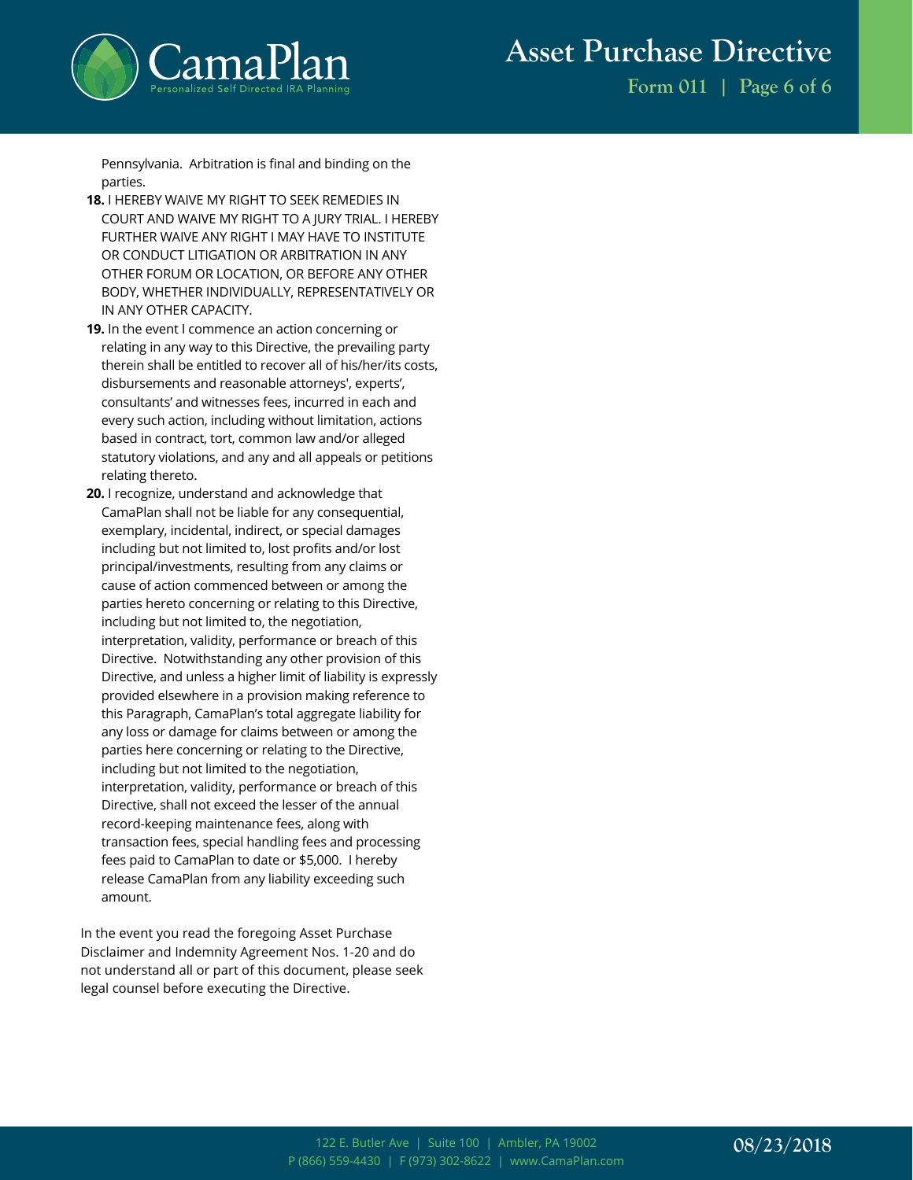Pennsylvania. Arbitration is final and binding on the parties.

**18.** I HEREBY WAIVE MY RIGHT TO SEEK REMEDIES IN COURT AND WAIVE MY RIGHT TO A JURY TRIAL. I HEREBY FURTHER WAIVE ANY RIGHT I MAY HAVE TO INSTITUTE OR CONDUCT LITIGATION OR ARBITRATION IN ANY OTHER FORUM OR LOCATION, OR BEFORE ANY OTHER BODY, WHETHER INDIVIDUALLY, REPRESENTATIVELY OR IN ANY OTHER CAPACITY.

**19.** In the event I commence an action concerning or relating in any way to this Directive, the prevailing party therein shall be entitled to recover all of his/her/its costs, disbursements and reasonable attorneys', experts', consultants' and witnesses fees, incurred in each and every such action, including without limitation, actions based in contract, tort, common law and/or alleged statutory violations, and any and all appeals or petitions relating thereto.

**20.** I recognize, understand and acknowledge that CamaPlan shall not be liable for any consequential, exemplary, incidental, indirect, or special damages including but not limited to, lost profits and/or lost principal/investments, resulting from any claims or cause of action commenced between or among the parties hereto concerning or relating to this Directive, including but not limited to, the negotiation, interpretation, validity, performance or breach of this Directive. Notwithstanding any other provision of this Directive, and unless a higher limit of liability is expressly provided elsewhere in a provision making reference to this Paragraph, CamaPlan's total aggregate liability for any loss or damage for claims between or among the parties here concerning or relating to the Directive, including but not limited to the negotiation, interpretation, validity, performance or breach of this Directive, shall not exceed the lesser of the annual record-keeping maintenance fees, along with transaction fees, special handling fees and processing fees paid to CamaPlan to date or $5,000. I hereby release CamaPlan from any liability exceeding such amount.

In the event you read the foregoing Asset Purchase Disclaimer and Indemnity Agreement Nos. 1-20 and do not understand all or part of this document, please seek legal counsel before executing the Directive.